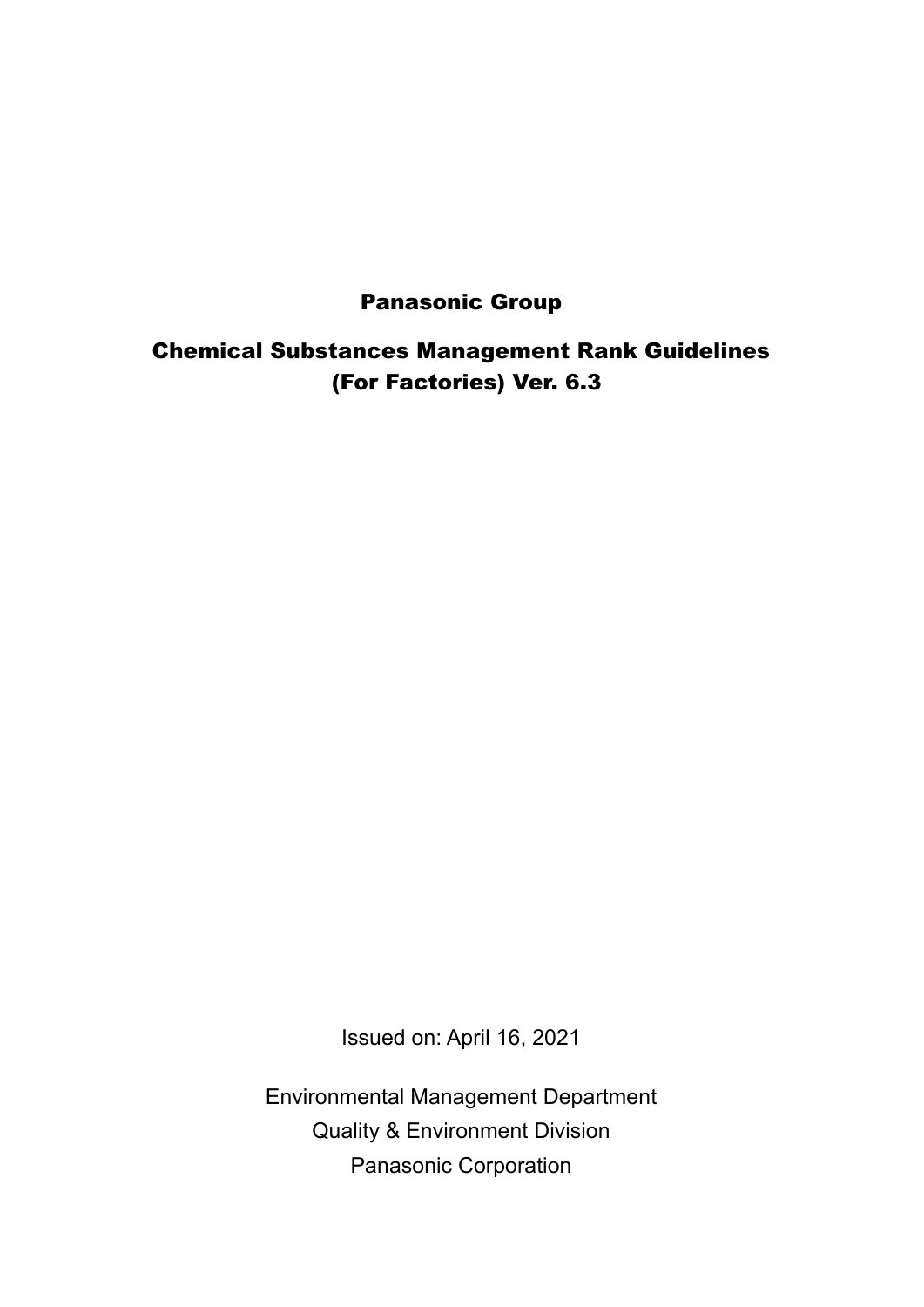# Panasonic Group

# Chemical Substances Management Rank Guidelines (For Factories) Ver. 6.3

Issued on: April 16, 2021

Environmental Management Department
Quality & Environment Division
Panasonic Corporation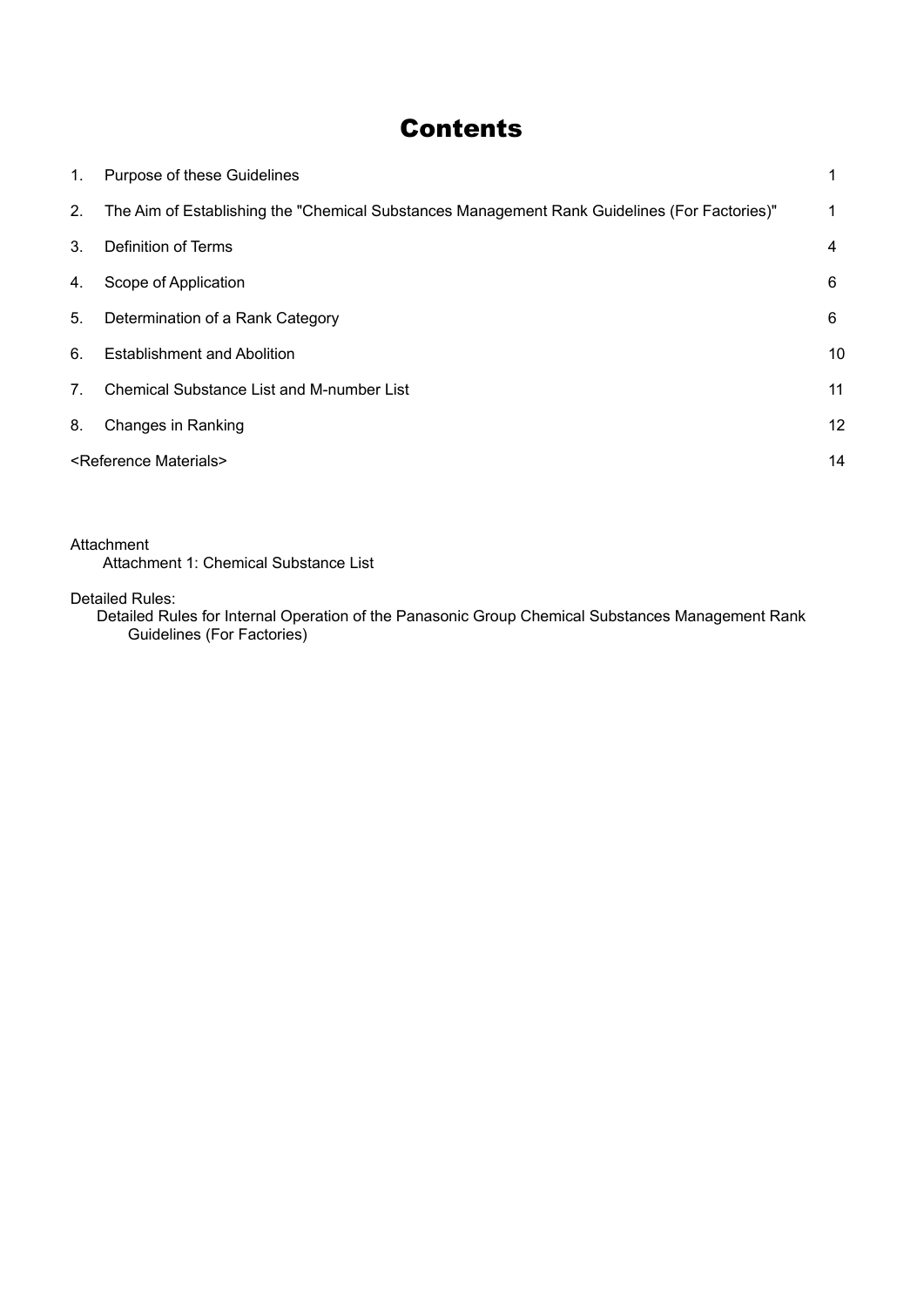# Contents

| | | |
|---|---|---|
| 1. | Purpose of these Guidelines | 1 |
| 2. | The Aim of Establishing the "Chemical Substances Management Rank Guidelines (For Factories)" | 1 |
| 3. | Definition of Terms | 4 |
| 4. | Scope of Application | 6 |
| 5. | Determination of a Rank Category | 6 |
| 6. | Establishment and Abolition | 10 |
| 7. | Chemical Substance List and M-number List | 11 |
| 8. | Changes in Ranking | 12 |
| <Reference Materials> | | 14 |

Attachment

Attachment 1: Chemical Substance List

Detailed Rules:

Detailed Rules for Internal Operation of the Panasonic Group Chemical Substances Management Rank Guidelines (For Factories)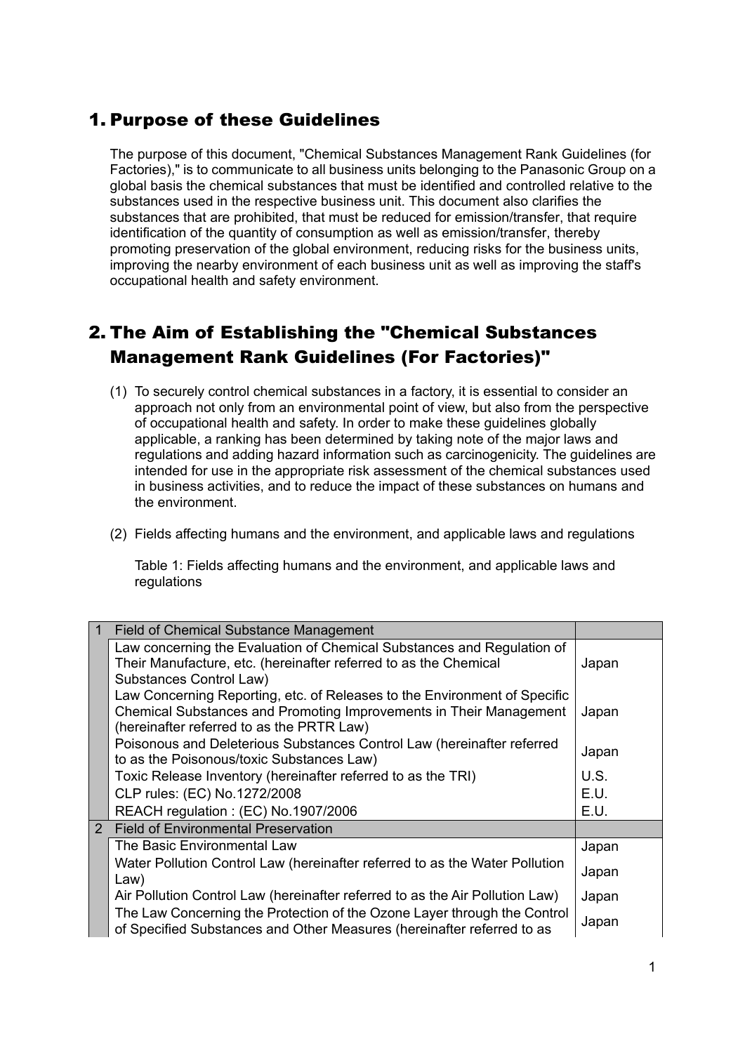## 1. Purpose of these Guidelines

The purpose of this document, "Chemical Substances Management Rank Guidelines (for Factories)," is to communicate to all business units belonging to the Panasonic Group on a global basis the chemical substances that must be identified and controlled relative to the substances used in the respective business unit. This document also clarifies the substances that are prohibited, that must be reduced for emission/transfer, that require identification of the quantity of consumption as well as emission/transfer, thereby promoting preservation of the global environment, reducing risks for the business units, improving the nearby environment of each business unit as well as improving the staff's occupational health and safety environment.

## 2. The Aim of Establishing the "Chemical Substances Management Rank Guidelines (For Factories)"

(1) To securely control chemical substances in a factory, it is essential to consider an approach not only from an environmental point of view, but also from the perspective of occupational health and safety. In order to make these guidelines globally applicable, a ranking has been determined by taking note of the major laws and regulations and adding hazard information such as carcinogenicity. The guidelines are intended for use in the appropriate risk assessment of the chemical substances used in business activities, and to reduce the impact of these substances on humans and the environment.

(2) Fields affecting humans and the environment, and applicable laws and regulations

Table 1: Fields affecting humans and the environment, and applicable laws and regulations

| | | |
|---|---|---|
| 1 | Field of Chemical Substance Management | |
| | Law concerning the Evaluation of Chemical Substances and Regulation of Their Manufacture, etc. (hereinafter referred to as the Chemical Substances Control Law) | Japan |
| | Law Concerning Reporting, etc. of Releases to the Environment of Specific Chemical Substances and Promoting Improvements in Their Management (hereinafter referred to as the PRTR Law) | Japan |
| | Poisonous and Deleterious Substances Control Law (hereinafter referred to as the Poisonous/toxic Substances Law) | Japan |
| | Toxic Release Inventory (hereinafter referred to as the TRI) | U.S. |
| | CLP rules: (EC) No.1272/2008 | E.U. |
| | REACH regulation : (EC) No.1907/2006 | E.U. |
| 2 | Field of Environmental Preservation | |
| | The Basic Environmental Law | Japan |
| | Water Pollution Control Law (hereinafter referred to as the Water Pollution Law) | Japan |
| | Air Pollution Control Law (hereinafter referred to as the Air Pollution Law) | Japan |
| | The Law Concerning the Protection of the Ozone Layer through the Control of Specified Substances and Other Measures (hereinafter referred to as | Japan |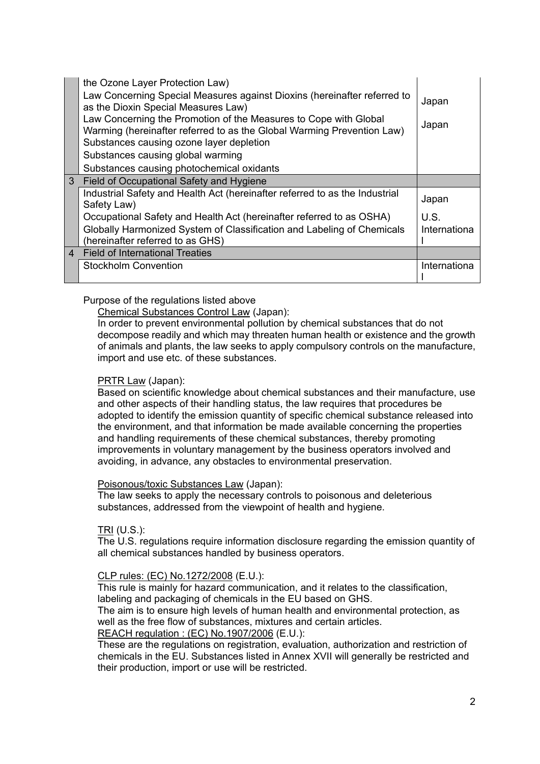| | | |
|---|---|---|
| | the Ozone Layer Protection Law) | |
| | Law Concerning Special Measures against Dioxins (hereinafter referred to as the Dioxin Special Measures Law) | Japan |
| | Law Concerning the Promotion of the Measures to Cope with Global Warming (hereinafter referred to as the Global Warming Prevention Law) | Japan |
| | Substances causing ozone layer depletion | |
| | Substances causing global warming | |
| | Substances causing photochemical oxidants | |
| 3 | Field of Occupational Safety and Hygiene | |
| | Industrial Safety and Health Act (hereinafter referred to as the Industrial Safety Law) | Japan |
| | Occupational Safety and Health Act (hereinafter referred to as OSHA) | U.S. |
| | Globally Harmonized System of Classification and Labeling of Chemicals (hereinafter referred to as GHS) | International |
| 4 | Field of International Treaties | |
| | Stockholm Convention | International |

Purpose of the regulations listed above

Chemical Substances Control Law (Japan):
In order to prevent environmental pollution by chemical substances that do not decompose readily and which may threaten human health or existence and the growth of animals and plants, the law seeks to apply compulsory controls on the manufacture, import and use etc. of these substances.

PRTR Law (Japan):
Based on scientific knowledge about chemical substances and their manufacture, use and other aspects of their handling status, the law requires that procedures be adopted to identify the emission quantity of specific chemical substance released into the environment, and that information be made available concerning the properties and handling requirements of these chemical substances, thereby promoting improvements in voluntary management by the business operators involved and avoiding, in advance, any obstacles to environmental preservation.

Poisonous/toxic Substances Law (Japan):
The law seeks to apply the necessary controls to poisonous and deleterious substances, addressed from the viewpoint of health and hygiene.

TRI (U.S.):
The U.S. regulations require information disclosure regarding the emission quantity of all chemical substances handled by business operators.

CLP rules: (EC) No.1272/2008 (E.U.):
This rule is mainly for hazard communication, and it relates to the classification, labeling and packaging of chemicals in the EU based on GHS.
The aim is to ensure high levels of human health and environmental protection, as well as the free flow of substances, mixtures and certain articles.

REACH regulation : (EC) No.1907/2006 (E.U.):
These are the regulations on registration, evaluation, authorization and restriction of chemicals in the EU. Substances listed in Annex XVII will generally be restricted and their production, import or use will be restricted.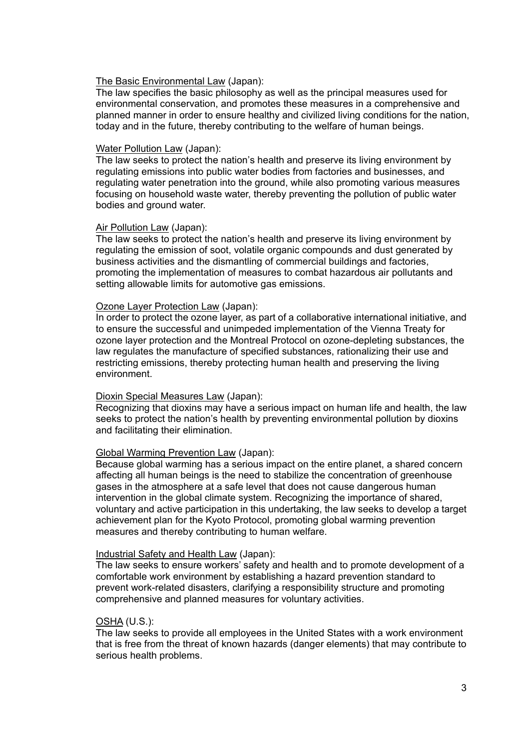<u>The Basic Environmental Law</u> (Japan):
The law specifies the basic philosophy as well as the principal measures used for environmental conservation, and promotes these measures in a comprehensive and planned manner in order to ensure healthy and civilized living conditions for the nation, today and in the future, thereby contributing to the welfare of human beings.

<u>Water Pollution Law</u> (Japan):
The law seeks to protect the nation's health and preserve its living environment by regulating emissions into public water bodies from factories and businesses, and regulating water penetration into the ground, while also promoting various measures focusing on household waste water, thereby preventing the pollution of public water bodies and ground water.

<u>Air Pollution Law</u> (Japan):
The law seeks to protect the nation's health and preserve its living environment by regulating the emission of soot, volatile organic compounds and dust generated by business activities and the dismantling of commercial buildings and factories, promoting the implementation of measures to combat hazardous air pollutants and setting allowable limits for automotive gas emissions.

<u>Ozone Layer Protection Law</u> (Japan):
In order to protect the ozone layer, as part of a collaborative international initiative, and to ensure the successful and unimpeded implementation of the Vienna Treaty for ozone layer protection and the Montreal Protocol on ozone-depleting substances, the law regulates the manufacture of specified substances, rationalizing their use and restricting emissions, thereby protecting human health and preserving the living environment.

<u>Dioxin Special Measures Law</u> (Japan):
Recognizing that dioxins may have a serious impact on human life and health, the law seeks to protect the nation's health by preventing environmental pollution by dioxins and facilitating their elimination.

<u>Global Warming Prevention Law</u> (Japan):
Because global warming has a serious impact on the entire planet, a shared concern affecting all human beings is the need to stabilize the concentration of greenhouse gases in the atmosphere at a safe level that does not cause dangerous human intervention in the global climate system. Recognizing the importance of shared, voluntary and active participation in this undertaking, the law seeks to develop a target achievement plan for the Kyoto Protocol, promoting global warming prevention measures and thereby contributing to human welfare.

<u>Industrial Safety and Health Law</u> (Japan):
The law seeks to ensure workers' safety and health and to promote development of a comfortable work environment by establishing a hazard prevention standard to prevent work-related disasters, clarifying a responsibility structure and promoting comprehensive and planned measures for voluntary activities.

<u>OSHA</u> (U.S.):
The law seeks to provide all employees in the United States with a work environment that is free from the threat of known hazards (danger elements) that may contribute to serious health problems.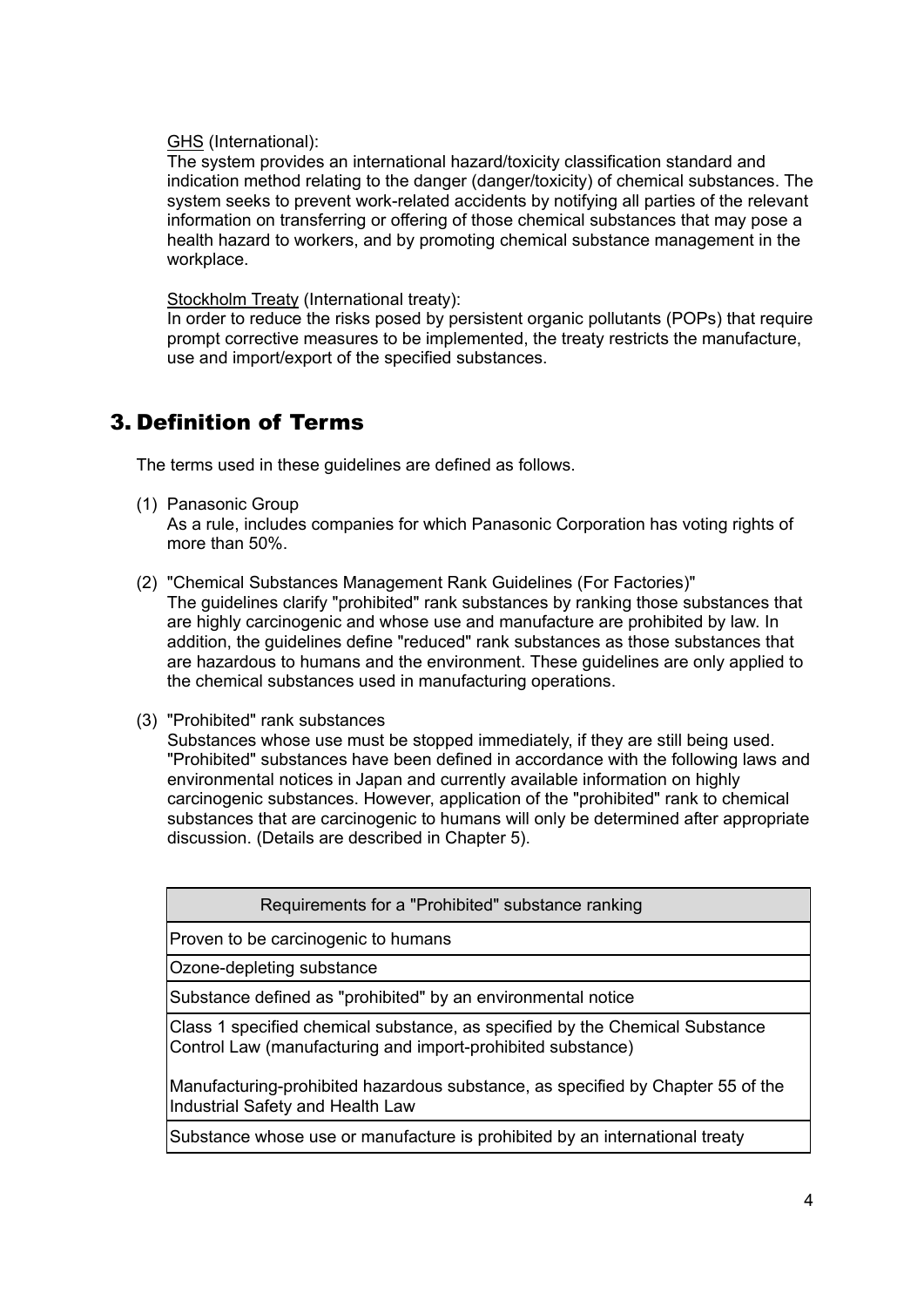GHS (International):
The system provides an international hazard/toxicity classification standard and indication method relating to the danger (danger/toxicity) of chemical substances. The system seeks to prevent work-related accidents by notifying all parties of the relevant information on transferring or offering of those chemical substances that may pose a health hazard to workers, and by promoting chemical substance management in the workplace.

Stockholm Treaty (International treaty):
In order to reduce the risks posed by persistent organic pollutants (POPs) that require prompt corrective measures to be implemented, the treaty restricts the manufacture, use and import/export of the specified substances.

## 3. Definition of Terms

The terms used in these guidelines are defined as follows.

(1) Panasonic Group
As a rule, includes companies for which Panasonic Corporation has voting rights of more than 50%.

(2) "Chemical Substances Management Rank Guidelines (For Factories)"
The guidelines clarify "prohibited" rank substances by ranking those substances that are highly carcinogenic and whose use and manufacture are prohibited by law. In addition, the guidelines define "reduced" rank substances as those substances that are hazardous to humans and the environment. These guidelines are only applied to the chemical substances used in manufacturing operations.

(3) "Prohibited" rank substances
Substances whose use must be stopped immediately, if they are still being used. "Prohibited" substances have been defined in accordance with the following laws and environmental notices in Japan and currently available information on highly carcinogenic substances. However, application of the "prohibited" rank to chemical substances that are carcinogenic to humans will only be determined after appropriate discussion. (Details are described in Chapter 5).

| Requirements for a "Prohibited" substance ranking |
|---|
| Proven to be carcinogenic to humans |
| Ozone-depleting substance |
| Substance defined as "prohibited" by an environmental notice |
| Class 1 specified chemical substance, as specified by the Chemical Substance Control Law (manufacturing and import-prohibited substance)<br><br>Manufacturing-prohibited hazardous substance, as specified by Chapter 55 of the Industrial Safety and Health Law |
| Substance whose use or manufacture is prohibited by an international treaty |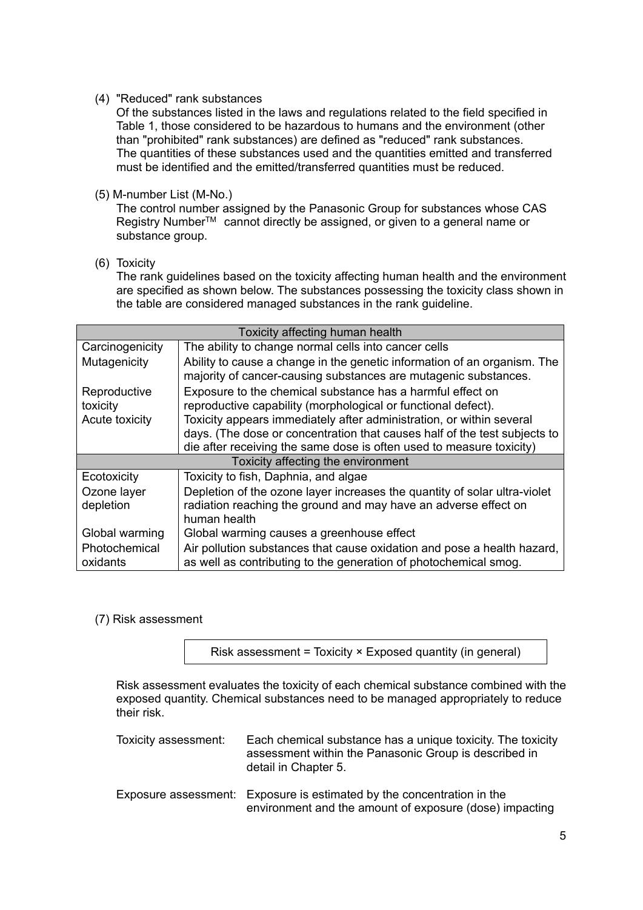(4) "Reduced" rank substances

Of the substances listed in the laws and regulations related to the field specified in Table 1, those considered to be hazardous to humans and the environment (other than "prohibited" rank substances) are defined as "reduced" rank substances. The quantities of these substances used and the quantities emitted and transferred must be identified and the emitted/transferred quantities must be reduced.

(5) M-number List (M-No.)

The control number assigned by the Panasonic Group for substances whose CAS Registry Number™ cannot directly be assigned, or given to a general name or substance group.

(6) Toxicity

The rank guidelines based on the toxicity affecting human health and the environment are specified as shown below. The substances possessing the toxicity class shown in the table are considered managed substances in the rank guideline.

| Toxicity affecting human health | |
|---|---|
| Carcinogenicity | The ability to change normal cells into cancer cells |
| Mutagenicity | Ability to cause a change in the genetic information of an organism. The majority of cancer-causing substances are mutagenic substances. |
| Reproductive toxicity | Exposure to the chemical substance has a harmful effect on reproductive capability (morphological or functional defect). |
| Acute toxicity | Toxicity appears immediately after administration, or within several days. (The dose or concentration that causes half of the test subjects to die after receiving the same dose is often used to measure toxicity) |
| **Toxicity affecting the environment** | |
| Ecotoxicity | Toxicity to fish, Daphnia, and algae |
| Ozone layer depletion | Depletion of the ozone layer increases the quantity of solar ultra-violet radiation reaching the ground and may have an adverse effect on human health |
| Global warming | Global warming causes a greenhouse effect |
| Photochemical oxidants | Air pollution substances that cause oxidation and pose a health hazard, as well as contributing to the generation of photochemical smog. |

(7) Risk assessment

Risk assessment = Toxicity × Exposed quantity (in general)

Risk assessment evaluates the toxicity of each chemical substance combined with the exposed quantity. Chemical substances need to be managed appropriately to reduce their risk.

Toxicity assessment: Each chemical substance has a unique toxicity. The toxicity assessment within the Panasonic Group is described in detail in Chapter 5.

Exposure assessment: Exposure is estimated by the concentration in the environment and the amount of exposure (dose) impacting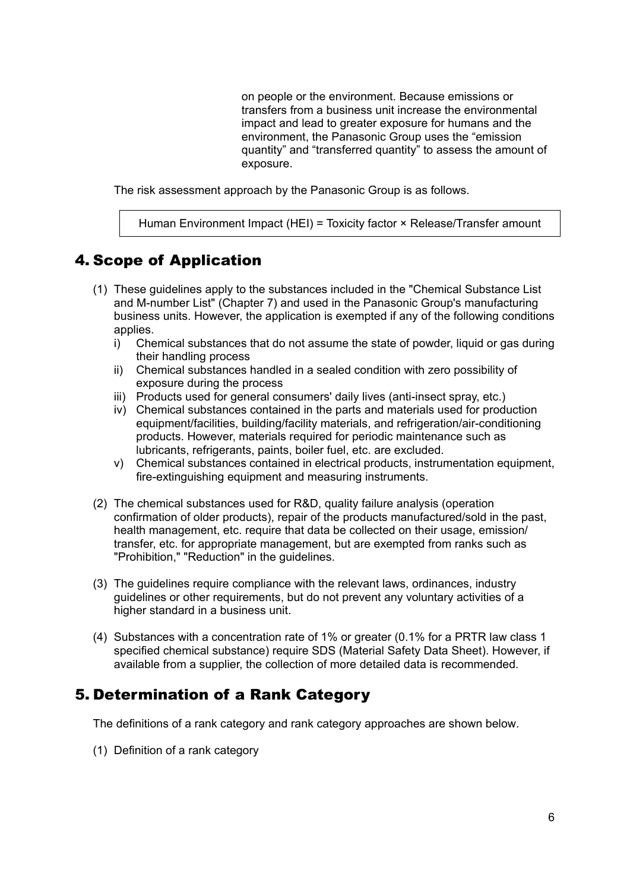on people or the environment. Because emissions or transfers from a business unit increase the environmental impact and lead to greater exposure for humans and the environment, the Panasonic Group uses the “emission quantity” and “transferred quantity” to assess the amount of exposure.

The risk assessment approach by the Panasonic Group is as follows.

> Human Environment Impact (HEI) = Toxicity factor × Release/Transfer amount

## 4. Scope of Application

(1) These guidelines apply to the substances included in the "Chemical Substance List and M-number List" (Chapter 7) and used in the Panasonic Group's manufacturing business units. However, the application is exempted if any of the following conditions applies.

   i) Chemical substances that do not assume the state of powder, liquid or gas during their handling process
   
   ii) Chemical substances handled in a sealed condition with zero possibility of exposure during the process
   
   iii) Products used for general consumers' daily lives (anti-insect spray, etc.)
   
   iv) Chemical substances contained in the parts and materials used for production equipment/facilities, building/facility materials, and refrigeration/air-conditioning products. However, materials required for periodic maintenance such as lubricants, refrigerants, paints, boiler fuel, etc. are excluded.
   
   v) Chemical substances contained in electrical products, instrumentation equipment, fire-extinguishing equipment and measuring instruments.

(2) The chemical substances used for R&D, quality failure analysis (operation confirmation of older products), repair of the products manufactured/sold in the past, health management, etc. require that data be collected on their usage, emission/ transfer, etc. for appropriate management, but are exempted from ranks such as "Prohibition," "Reduction" in the guidelines.

(3) The guidelines require compliance with the relevant laws, ordinances, industry guidelines or other requirements, but do not prevent any voluntary activities of a higher standard in a business unit.

(4) Substances with a concentration rate of 1% or greater (0.1% for a PRTR law class 1 specified chemical substance) require SDS (Material Safety Data Sheet). However, if available from a supplier, the collection of more detailed data is recommended.

## 5. Determination of a Rank Category

The definitions of a rank category and rank category approaches are shown below.

(1) Definition of a rank category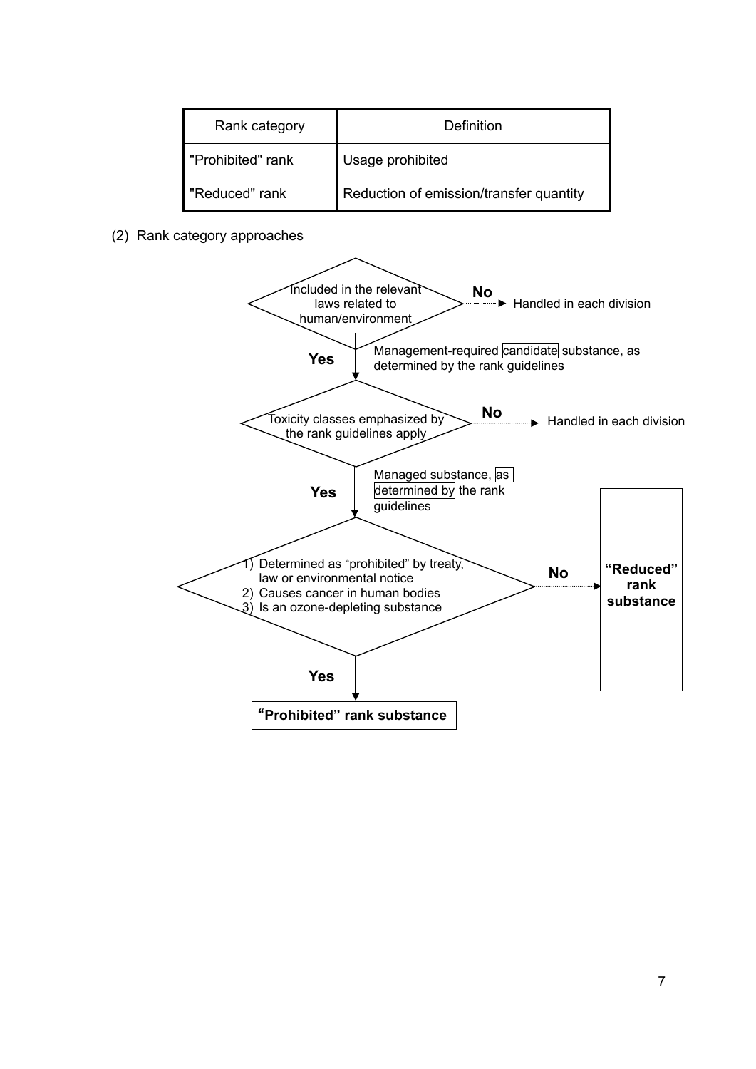| Rank category | Definition |
| --- | --- |
| "Prohibited" rank | Usage prohibited |
| "Reduced" rank | Reduction of emission/transfer quantity |

(2) Rank category approaches

Included in the relevant laws related to human/environment

No → Handled in each division

Yes ↓ Management-required candidate substance, as determined by the rank guidelines

Toxicity classes emphasized by the rank guidelines apply

No → Handled in each division

Yes ↓ Managed substance, as determined by the rank guidelines

1) Determined as "prohibited" by treaty, law or environmental notice
2) Causes cancer in human bodies
3) Is an ozone-depleting substance

No → **"Reduced" rank substance**

Yes ↓ **"Prohibited" rank substance**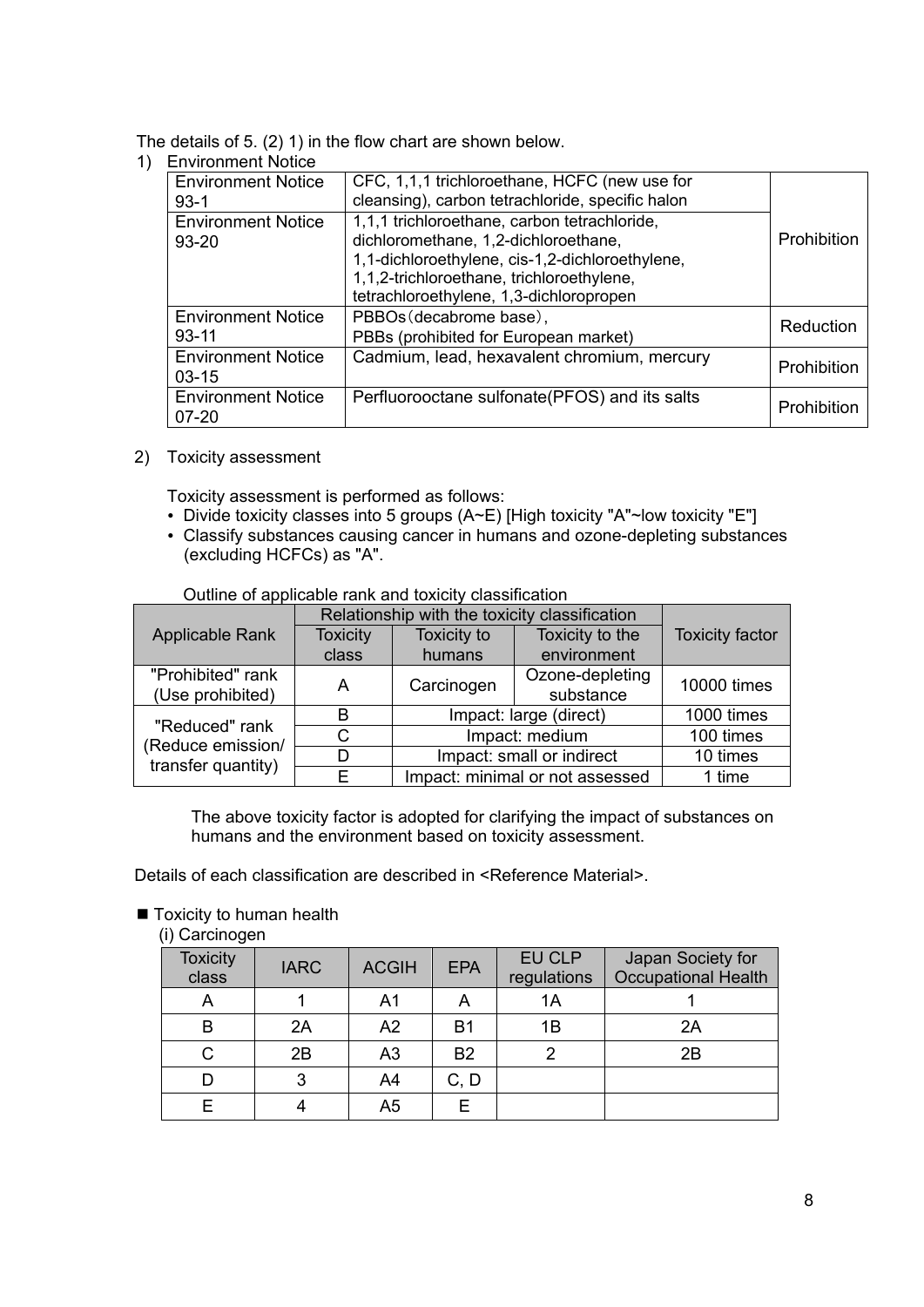The details of 5. (2) 1) in the flow chart are shown below.

1) Environment Notice

| | | |
|---|---|---|
| Environment Notice 93-1 | CFC, 1,1,1 trichloroethane, HCFC (new use for cleansing), carbon tetrachloride, specific halon | Prohibition |
| Environment Notice 93-20 | 1,1,1 trichloroethane, carbon tetrachloride, dichloromethane, 1,2-dichloroethane, 1,1-dichloroethylene, cis-1,2-dichloroethylene, 1,1,2-trichloroethane, trichloroethylene, tetrachloroethylene, 1,3-dichloropropen | |
| Environment Notice 93-11 | PBBOs（decabrome base）, PBBs (prohibited for European market) | Reduction |
| Environment Notice 03-15 | Cadmium, lead, hexavalent chromium, mercury | Prohibition |
| Environment Notice 07-20 | Perfluorooctane sulfonate(PFOS) and its salts | Prohibition |

2) Toxicity assessment

Toxicity assessment is performed as follows:

- Divide toxicity classes into 5 groups (A~E) [High toxicity "A"~low toxicity "E"]
- Classify substances causing cancer in humans and ozone-depleting substances (excluding HCFCs) as "A".

Outline of applicable rank and toxicity classification

| Applicable Rank | Relationship with the toxicity classification | | | Toxicity factor |
|---|---|---|---|---|
| | Toxicity class | Toxicity to humans | Toxicity to the environment | |
| "Prohibited" rank (Use prohibited) | A | Carcinogen | Ozone-depleting substance | 10000 times |
| "Reduced" rank (Reduce emission/ transfer quantity) | B | Impact: large (direct) | | 1000 times |
| | C | Impact: medium | | 100 times |
| | D | Impact: small or indirect | | 10 times |
| | E | Impact: minimal or not assessed | | 1 time |

The above toxicity factor is adopted for clarifying the impact of substances on humans and the environment based on toxicity assessment.

Details of each classification are described in <Reference Material>.

■ Toxicity to human health

(i) Carcinogen

| Toxicity class | IARC | ACGIH | EPA | EU CLP regulations | Japan Society for Occupational Health |
|---|---|---|---|---|---|
| A | 1 | A1 | A | 1A | 1 |
| B | 2A | A2 | B1 | 1B | 2A |
| C | 2B | A3 | B2 | 2 | 2B |
| D | 3 | A4 | C, D | | |
| E | 4 | A5 | E | | |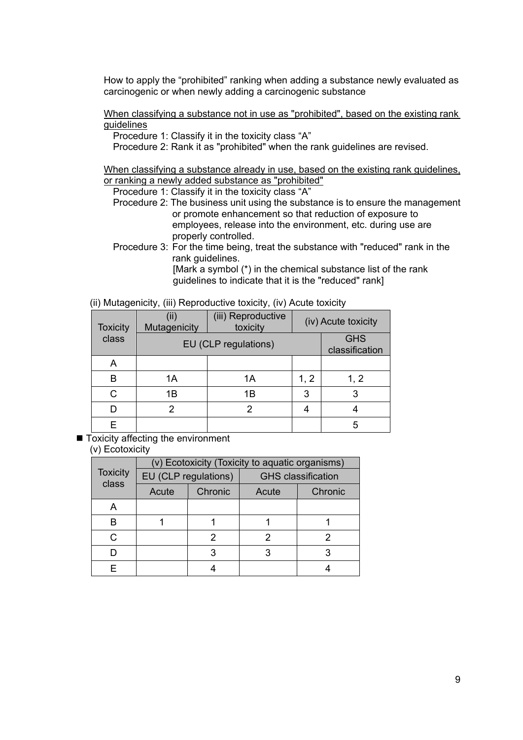How to apply the “prohibited” ranking when adding a substance newly evaluated as carcinogenic or when newly adding a carcinogenic substance

<u>When classifying a substance not in use as "prohibited", based on the existing rank guidelines</u>

Procedure 1: Classify it in the toxicity class “A”
Procedure 2: Rank it as "prohibited" when the rank guidelines are revised.

<u>When classifying a substance already in use, based on the existing rank guidelines, or ranking a newly added substance as "prohibited"</u>

Procedure 1: Classify it in the toxicity class “A”
Procedure 2: The business unit using the substance is to ensure the management or promote enhancement so that reduction of exposure to employees, release into the environment, etc. during use are properly controlled.
Procedure 3: For the time being, treat the substance with "reduced" rank in the rank guidelines.
[Mark a symbol (*) in the chemical substance list of the rank guidelines to indicate that it is the "reduced" rank]

(ii) Mutagenicity, (iii) Reproductive toxicity, (iv) Acute toxicity

| Toxicity class | (ii) Mutagenicity | (iii) Reproductive toxicity | (iv) Acute toxicity | |
|---|---|---|---|---|
| | EU (CLP regulations) | | | GHS classification |
| A | | | | |
| B | 1A | 1A | 1, 2 | 1, 2 |
| C | 1B | 1B | 3 | 3 |
| D | 2 | 2 | 4 | 4 |
| E | | | | 5 |

■ Toxicity affecting the environment

(v) Ecotoxicity

| Toxicity class | (v) Ecotoxicity (Toxicity to aquatic organisms) | | | |
|---|---|---|---|---|
| | EU (CLP regulations) | | GHS classification | |
| | Acute | Chronic | Acute | Chronic |
| A | | | | |
| B | 1 | 1 | 1 | 1 |
| C | | 2 | 2 | 2 |
| D | | 3 | 3 | 3 |
| E | | 4 | | 4 |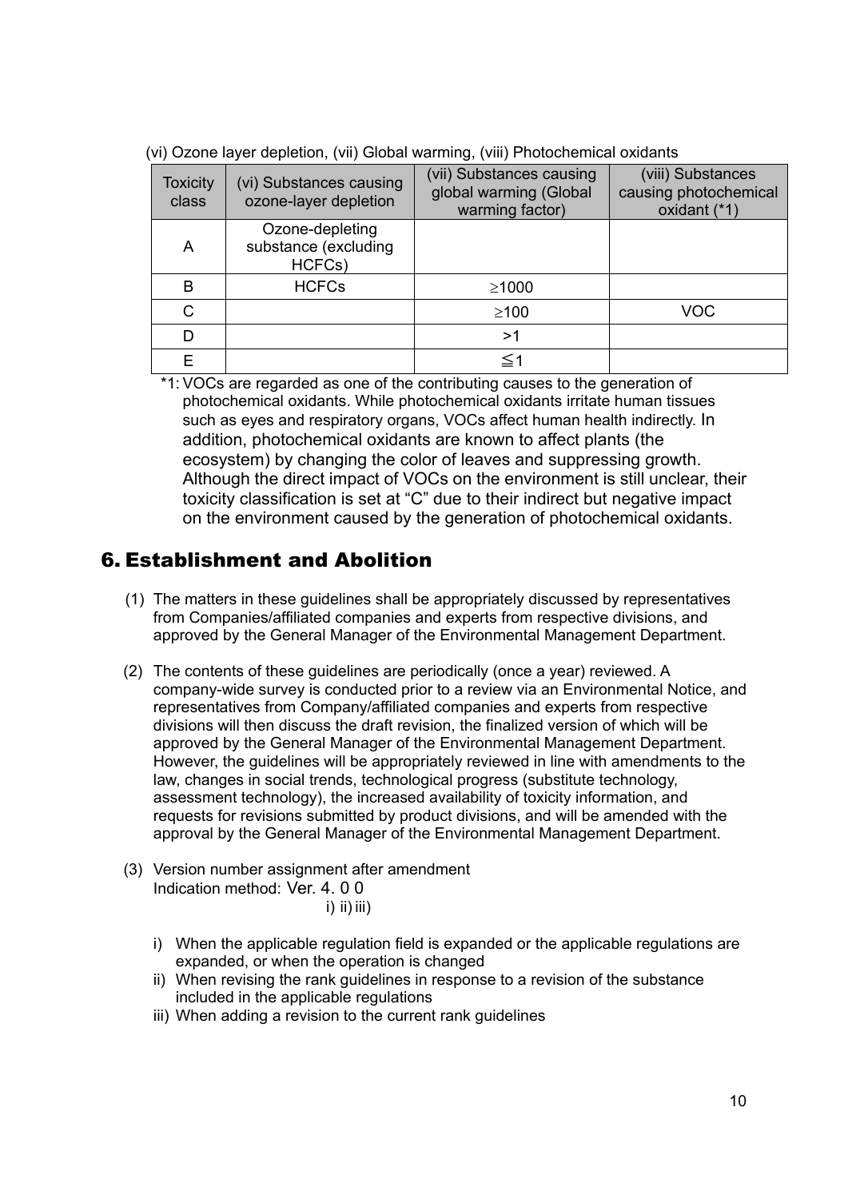(vi) Ozone layer depletion, (vii) Global warming, (viii) Photochemical oxidants

| Toxicity class | (vi) Substances causing ozone-layer depletion | (vii) Substances causing global warming (Global warming factor) | (viii) Substances causing photochemical oxidant (*1) |
|---|---|---|---|
| A | Ozone-depleting substance (excluding HCFCs) | | |
| B | HCFCs | ≥1000 | |
| C | | ≥100 | VOC |
| D | | >1 | |
| E | | ≦1 | |

*1: VOCs are regarded as one of the contributing causes to the generation of photochemical oxidants. While photochemical oxidants irritate human tissues such as eyes and respiratory organs, VOCs affect human health indirectly. In addition, photochemical oxidants are known to affect plants (the ecosystem) by changing the color of leaves and suppressing growth. Although the direct impact of VOCs on the environment is still unclear, their toxicity classification is set at "C" due to their indirect but negative impact on the environment caused by the generation of photochemical oxidants.

## 6. Establishment and Abolition

(1) The matters in these guidelines shall be appropriately discussed by representatives from Companies/affiliated companies and experts from respective divisions, and approved by the General Manager of the Environmental Management Department.

(2) The contents of these guidelines are periodically (once a year) reviewed. A company-wide survey is conducted prior to a review via an Environmental Notice, and representatives from Company/affiliated companies and experts from respective divisions will then discuss the draft revision, the finalized version of which will be approved by the General Manager of the Environmental Management Department. However, the guidelines will be appropriately reviewed in line with amendments to the law, changes in social trends, technological progress (substitute technology, assessment technology), the increased availability of toxicity information, and requests for revisions submitted by product divisions, and will be amended with the approval by the General Manager of the Environmental Management Department.

(3) Version number assignment after amendment
Indication method: Ver. 4. 0 0
i) ii) iii)

- i) When the applicable regulation field is expanded or the applicable regulations are expanded, or when the operation is changed
- ii) When revising the rank guidelines in response to a revision of the substance included in the applicable regulations
- iii) When adding a revision to the current rank guidelines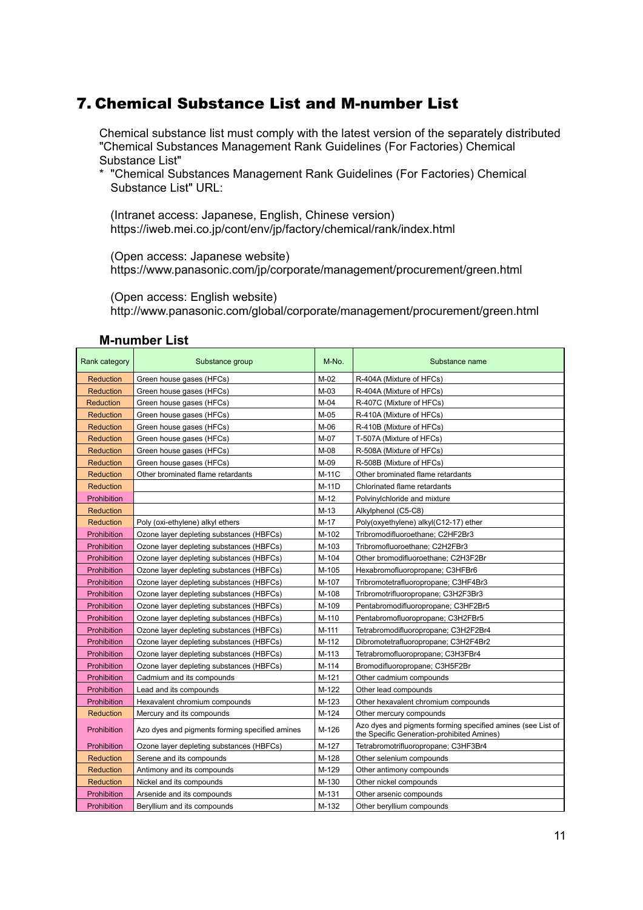# 7. Chemical Substance List and M-number List

Chemical substance list must comply with the latest version of the separately distributed "Chemical Substances Management Rank Guidelines (For Factories) Chemical Substance List"

* "Chemical Substances Management Rank Guidelines (For Factories) Chemical Substance List" URL:

(Intranet access: Japanese, English, Chinese version)
https://iweb.mei.co.jp/cont/env/jp/factory/chemical/rank/index.html

(Open access: Japanese website)
https://www.panasonic.com/jp/corporate/management/procurement/green.html

(Open access: English website)
http://www.panasonic.com/global/corporate/management/procurement/green.html

### M-number List

| Rank category | Substance group | M-No. | Substance name |
|---|---|---|---|
| Reduction | Green house gases (HFCs) | M-02 | R-404A (Mixture of HFCs) |
| Reduction | Green house gases (HFCs) | M-03 | R-404A (Mixture of HFCs) |
| Reduction | Green house gases (HFCs) | M-04 | R-407C (Mixture of HFCs) |
| Reduction | Green house gases (HFCs) | M-05 | R-410A (Mixture of HFCs) |
| Reduction | Green house gases (HFCs) | M-06 | R-410B (Mixture of HFCs) |
| Reduction | Green house gases (HFCs) | M-07 | T-507A (Mixture of HFCs) |
| Reduction | Green house gases (HFCs) | M-08 | R-508A (Mixture of HFCs) |
| Reduction | Green house gases (HFCs) | M-09 | R-508B (Mixture of HFCs) |
| Reduction | Other brominated flame retardants | M-11C | Other brominated flame retardants |
| Reduction | | M-11D | Chlorinated flame retardants |
| Prohibition | | M-12 | Polvinylchloride and mixture |
| Reduction | | M-13 | Alkylphenol (C5-C8) |
| Reduction | Poly (oxi-ethylene) alkyl ethers | M-17 | Poly(oxyethylene) alkyl(C12-17) ether |
| Prohibition | Ozone layer depleting substances (HBFCs) | M-102 | Tribromodifluoroethane; $C_2HF_2Br_3$ |
| Prohibition | Ozone layer depleting substances (HBFCs) | M-103 | Tribromofluoroethane; $C_2H_2FBr_3$ |
| Prohibition | Ozone layer depleting substances (HBFCs) | M-104 | Other bromodifluoroethane; $C_2H_3F_2Br$ |
| Prohibition | Ozone layer depleting substances (HBFCs) | M-105 | Hexabromofluoropropane; $C_3HFBr_6$ |
| Prohibition | Ozone layer depleting substances (HBFCs) | M-107 | Tribromotetrafluoropropane; $C_3HF_4Br_3$ |
| Prohibition | Ozone layer depleting substances (HBFCs) | M-108 | Tribromotrifluoropropane; $C_3H_2F_3Br_3$ |
| Prohibition | Ozone layer depleting substances (HBFCs) | M-109 | Pentabromodifluoropropane; $C_3HF_2Br_5$ |
| Prohibition | Ozone layer depleting substances (HBFCs) | M-110 | Pentabromofluoropropane; $C_3H_2FBr_5$ |
| Prohibition | Ozone layer depleting substances (HBFCs) | M-111 | Tetrabromodifluoropropane; $C_3H_2F_2Br_4$ |
| Prohibition | Ozone layer depleting substances (HBFCs) | M-112 | Dibromotetrafluoropropane; $C_3H_2F_4Br_2$ |
| Prohibition | Ozone layer depleting substances (HBFCs) | M-113 | Tetrabromofluoropropane; $C_3H_3FBr_4$ |
| Prohibition | Ozone layer depleting substances (HBFCs) | M-114 | Bromodifluoropropane; $C_3H_5F_2Br$ |
| Prohibition | Cadmium and its compounds | M-121 | Other cadmium compounds |
| Prohibition | Lead and its compounds | M-122 | Other lead compounds |
| Prohibition | Hexavalent chromium compounds | M-123 | Other hexavalent chromium compounds |
| Reduction | Mercury and its compounds | M-124 | Other mercury compounds |
| Prohibition | Azo dyes and pigments forming specified amines | M-126 | Azo dyes and pigments forming specified amines (see List of the Specific Generation-prohibited Amines) |
| Prohibition | Ozone layer depleting substances (HBFCs) | M-127 | Tetrabromotrifluoropropane; $C_3HF_3Br_4$ |
| Reduction | Serene and its compounds | M-128 | Other selenium compounds |
| Reduction | Antimony and its compounds | M-129 | Other antimony compounds |
| Reduction | Nickel and its compounds | M-130 | Other nickel compounds |
| Prohibition | Arsenide and its compounds | M-131 | Other arsenic compounds |
| Prohibition | Beryllium and its compounds | M-132 | Other beryllium compounds |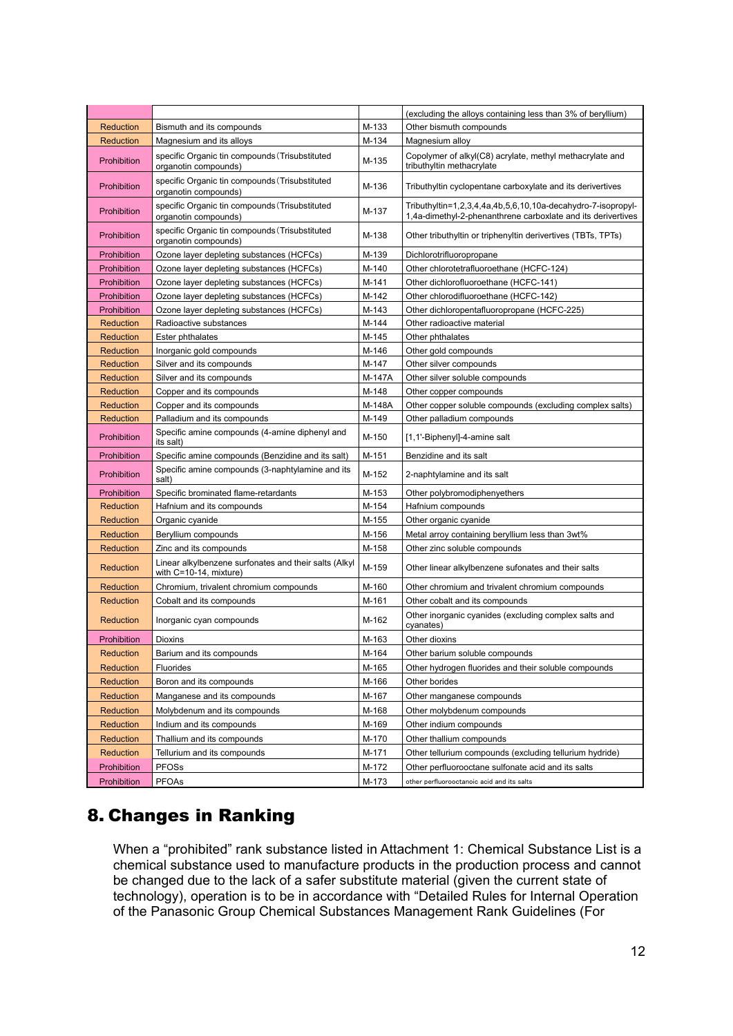| | | | |
|---|---|---|---|
| | | | (excluding the alloys containing less than 3% of beryllium) |
| Reduction | Bismuth and its compounds | M-133 | Other bismuth compounds |
| Reduction | Magnesium and its alloys | M-134 | Magnesium alloy |
| Prohibition | specific Organic tin compounds(Trisubstituted organotin compounds) | M-135 | Copolymer of alkyl(C8) acrylate, methyl methacrylate and tributhyltin methacrylate |
| Prohibition | specific Organic tin compounds(Trisubstituted organotin compounds) | M-136 | Tributhyltin cyclopentane carboxylate and its derivertives |
| Prohibition | specific Organic tin compounds(Trisubstituted organotin compounds) | M-137 | Tributhyltin=1,2,3,4,4a,4b,5,6,10,10a-decahydro-7-isopropyl-1,4a-dimethyl-2-phenanthrene carboxlate and its derivertives |
| Prohibition | specific Organic tin compounds(Trisubstituted organotin compounds) | M-138 | Other tributhyltin or triphenyltin derivertives (TBTs, TPTs) |
| Prohibition | Ozone layer depleting substances (HCFCs) | M-139 | Dichlorotrifluoropropane |
| Prohibition | Ozone layer depleting substances (HCFCs) | M-140 | Other chlorotetrafluoroethane (HCFC-124) |
| Prohibition | Ozone layer depleting substances (HCFCs) | M-141 | Other dichlorofluoroethane (HCFC-141) |
| Prohibition | Ozone layer depleting substances (HCFCs) | M-142 | Other chlorodifluoroethane (HCFC-142) |
| Prohibition | Ozone layer depleting substances (HCFCs) | M-143 | Other dichloropentafluoropropane (HCFC-225) |
| Reduction | Radioactive substances | M-144 | Other radioactive material |
| Reduction | Ester phthalates | M-145 | Other phthalates |
| Reduction | Inorganic gold compounds | M-146 | Other gold compounds |
| Reduction | Silver and its compounds | M-147 | Other silver compounds |
| Reduction | Silver and its compounds | M-147A | Other silver soluble compounds |
| Reduction | Copper and its compounds | M-148 | Other copper compounds |
| Reduction | Copper and its compounds | M-148A | Other copper soluble compounds (excluding complex salts) |
| Reduction | Palladium and its compounds | M-149 | Other palladium compounds |
| Prohibition | Specific amine compounds (4-amine diphenyl and its salt) | M-150 | [1,1'-Biphenyl]-4-amine salt |
| Prohibition | Specific amine compounds (Benzidine and its salt) | M-151 | Benzidine and its salt |
| Prohibition | Specific amine compounds (3-naphtylamine and its salt) | M-152 | 2-naphtylamine and its salt |
| Prohibition | Specific brominated flame-retardants | M-153 | Other polybromodiphenyethers |
| Reduction | Hafnium and its compounds | M-154 | Hafnium compounds |
| Reduction | Organic cyanide | M-155 | Other organic cyanide |
| Reduction | Beryllium compounds | M-156 | Metal arroy containing beryllium less than 3wt% |
| Reduction | Zinc and its compounds | M-158 | Other zinc soluble compounds |
| Reduction | Linear alkylbenzene surfonates and their salts (Alkyl with C=10-14, mixture) | M-159 | Other linear alkylbenzene sufonates and their salts |
| Reduction | Chromium, trivalent chromium compounds | M-160 | Other chromium and trivalent chromium compounds |
| Reduction | Cobalt and its compounds | M-161 | Other cobalt and its compounds |
| Reduction | Inorganic cyan compounds | M-162 | Other inorganic cyanides (excluding complex salts and cyanates) |
| Prohibition | Dioxins | M-163 | Other dioxins |
| Reduction | Barium and its compounds | M-164 | Other barium soluble compounds |
| Reduction | Fluorides | M-165 | Other hydrogen fluorides and their soluble compounds |
| Reduction | Boron and its compounds | M-166 | Other borides |
| Reduction | Manganese and its compounds | M-167 | Other manganese compounds |
| Reduction | Molybdenum and its compounds | M-168 | Other molybdenum compounds |
| Reduction | Indium and its compounds | M-169 | Other indium compounds |
| Reduction | Thallium and its compounds | M-170 | Other thallium compounds |
| Reduction | Tellurium and its compounds | M-171 | Other tellurium compounds (excluding tellurium hydride) |
| Prohibition | PFOSs | M-172 | Other perfluorooctane sulfonate acid and its salts |
| Prohibition | PFOAs | M-173 | other perfluorooctanoic acid and its salts |

## 8. Changes in Ranking

When a "prohibited" rank substance listed in Attachment 1: Chemical Substance List is a chemical substance used to manufacture products in the production process and cannot be changed due to the lack of a safer substitute material (given the current state of technology), operation is to be in accordance with "Detailed Rules for Internal Operation of the Panasonic Group Chemical Substances Management Rank Guidelines (For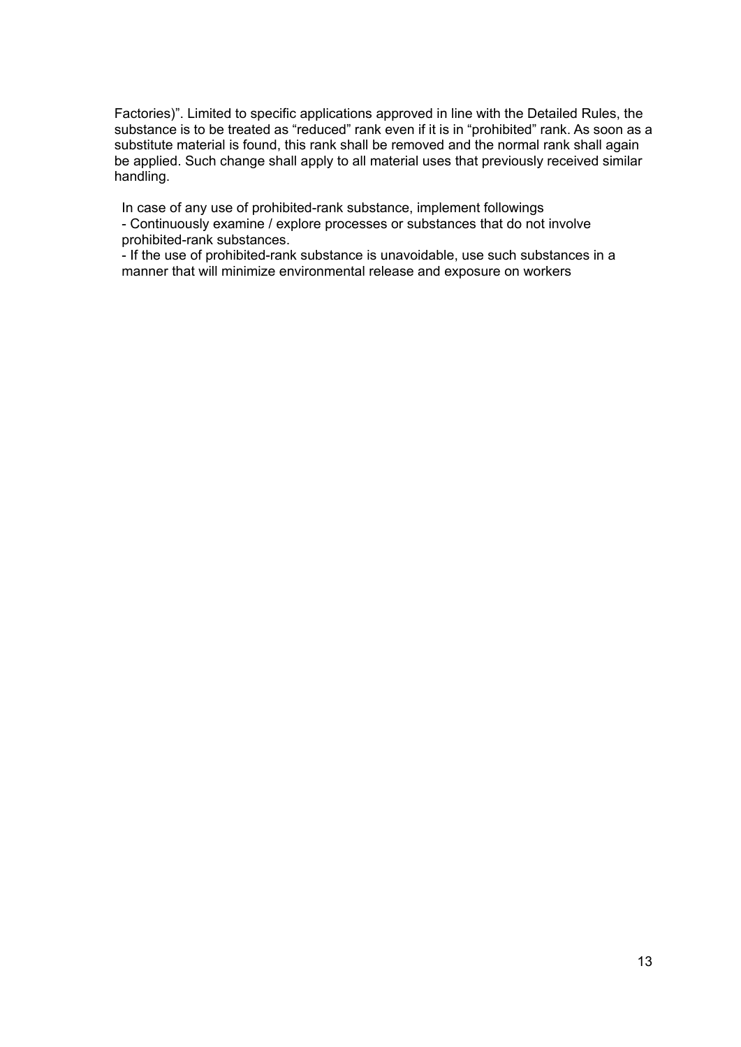Factories)". Limited to specific applications approved in line with the Detailed Rules, the substance is to be treated as "reduced" rank even if it is in "prohibited" rank. As soon as a substitute material is found, this rank shall be removed and the normal rank shall again be applied. Such change shall apply to all material uses that previously received similar handling.

In case of any use of prohibited-rank substance, implement followings

- Continuously examine / explore processes or substances that do not involve prohibited-rank substances.
- If the use of prohibited-rank substance is unavoidable, use such substances in a manner that will minimize environmental release and exposure on workers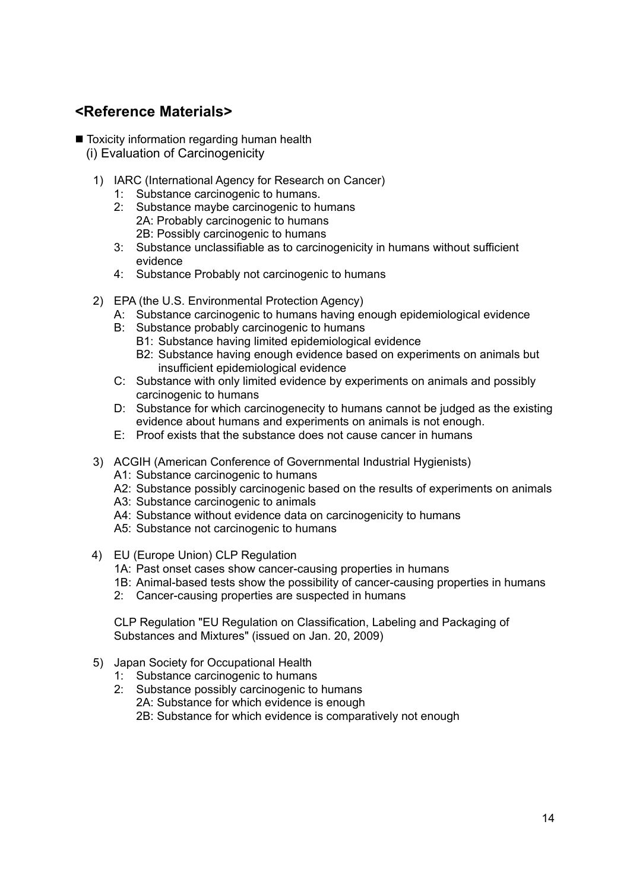## <Reference Materials>

- Toxicity information regarding human health
  (i) Evaluation of Carcinogenicity

1) IARC (International Agency for Research on Cancer)
   - 1: Substance carcinogenic to humans.
   - 2: Substance maybe carcinogenic to humans
     - 2A: Probably carcinogenic to humans
     - 2B: Possibly carcinogenic to humans
   - 3: Substance unclassifiable as to carcinogenicity in humans without sufficient evidence
   - 4: Substance Probably not carcinogenic to humans

2) EPA (the U.S. Environmental Protection Agency)
   - A: Substance carcinogenic to humans having enough epidemiological evidence
   - B: Substance probably carcinogenic to humans
     - B1: Substance having limited epidemiological evidence
     - B2: Substance having enough evidence based on experiments on animals but insufficient epidemiological evidence
   - C: Substance with only limited evidence by experiments on animals and possibly carcinogenic to humans
   - D: Substance for which carcinogenecity to humans cannot be judged as the existing evidence about humans and experiments on animals is not enough.
   - E: Proof exists that the substance does not cause cancer in humans

3) ACGIH (American Conference of Governmental Industrial Hygienists)
   - A1: Substance carcinogenic to humans
   - A2: Substance possibly carcinogenic based on the results of experiments on animals
   - A3: Substance carcinogenic to animals
   - A4: Substance without evidence data on carcinogenicity to humans
   - A5: Substance not carcinogenic to humans

4) EU (Europe Union) CLP Regulation
   - 1A: Past onset cases show cancer-causing properties in humans
   - 1B: Animal-based tests show the possibility of cancer-causing properties in humans
   - 2: Cancer-causing properties are suspected in humans

   CLP Regulation "EU Regulation on Classification, Labeling and Packaging of Substances and Mixtures" (issued on Jan. 20, 2009)

5) Japan Society for Occupational Health
   - 1: Substance carcinogenic to humans
   - 2: Substance possibly carcinogenic to humans
     - 2A: Substance for which evidence is enough
     - 2B: Substance for which evidence is comparatively not enough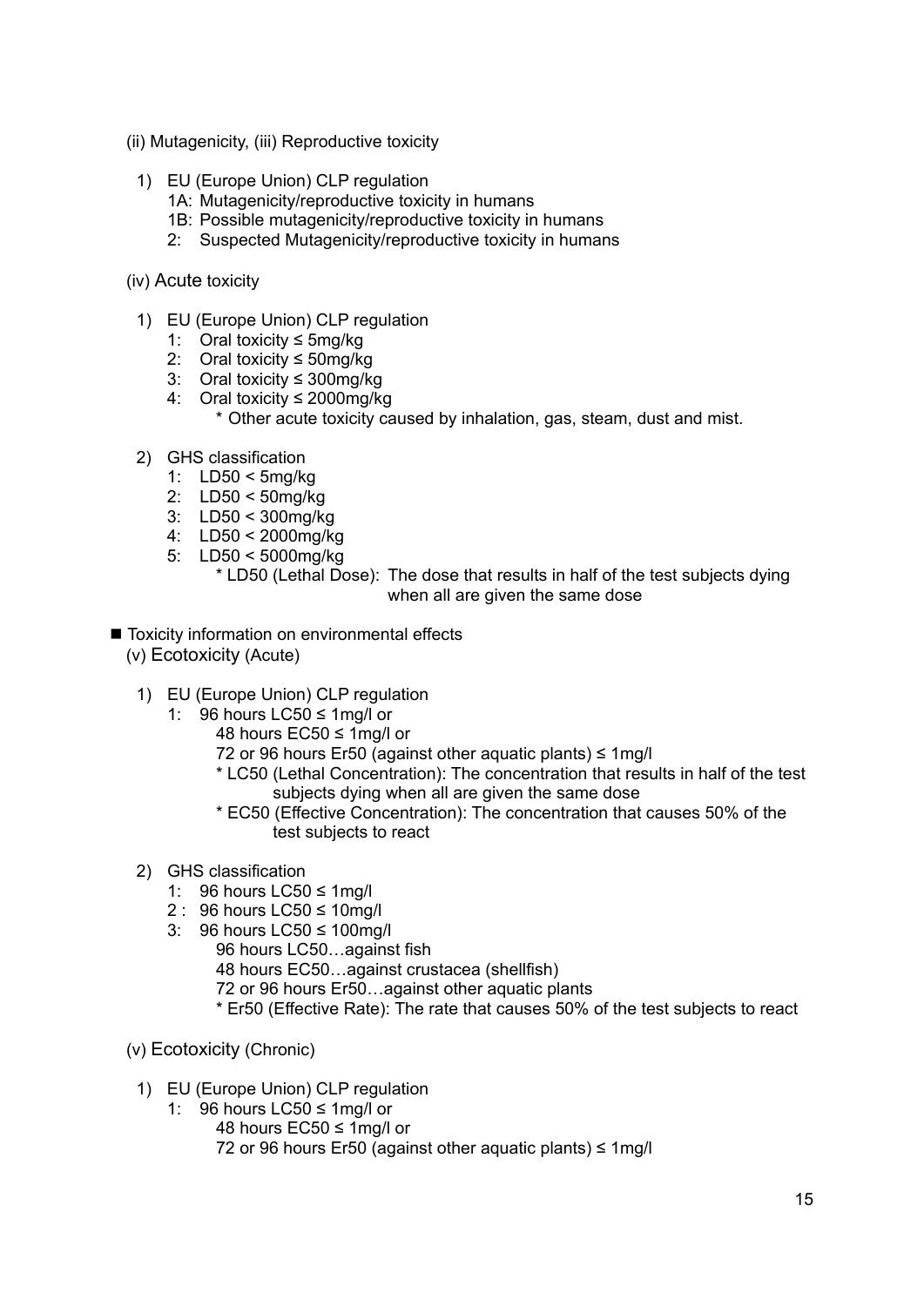(ii) Mutagenicity, (iii) Reproductive toxicity

1) EU (Europe Union) CLP regulation
   - 1A: Mutagenicity/reproductive toxicity in humans
   - 1B: Possible mutagenicity/reproductive toxicity in humans
   - 2: Suspected Mutagenicity/reproductive toxicity in humans

(iv) Acute toxicity

1) EU (Europe Union) CLP regulation
   - 1: Oral toxicity ≤ 5mg/kg
   - 2: Oral toxicity ≤ 50mg/kg
   - 3: Oral toxicity ≤ 300mg/kg
   - 4: Oral toxicity ≤ 2000mg/kg
     * Other acute toxicity caused by inhalation, gas, steam, dust and mist.

2) GHS classification
   - 1: LD50 < 5mg/kg
   - 2: LD50 < 50mg/kg
   - 3: LD50 < 300mg/kg
   - 4: LD50 < 2000mg/kg
   - 5: LD50 < 5000mg/kg
     * LD50 (Lethal Dose): The dose that results in half of the test subjects dying when all are given the same dose

■ Toxicity information on environmental effects

(v) Ecotoxicity (Acute)

1) EU (Europe Union) CLP regulation
   - 1: 96 hours LC50 ≤ 1mg/l or
     48 hours EC50 ≤ 1mg/l or
     72 or 96 hours Er50 (against other aquatic plants) ≤ 1mg/l
     * LC50 (Lethal Concentration): The concentration that results in half of the test subjects dying when all are given the same dose
     * EC50 (Effective Concentration): The concentration that causes 50% of the test subjects to react

2) GHS classification
   - 1: 96 hours LC50 ≤ 1mg/l
   - 2 : 96 hours LC50 ≤ 10mg/l
   - 3: 96 hours LC50 ≤ 100mg/l
     96 hours LC50…against fish
     48 hours EC50…against crustacea (shellfish)
     72 or 96 hours Er50…against other aquatic plants
     * Er50 (Effective Rate): The rate that causes 50% of the test subjects to react

(v) Ecotoxicity (Chronic)

1) EU (Europe Union) CLP regulation
   - 1: 96 hours LC50 ≤ 1mg/l or
     48 hours EC50 ≤ 1mg/l or
     72 or 96 hours Er50 (against other aquatic plants) ≤ 1mg/l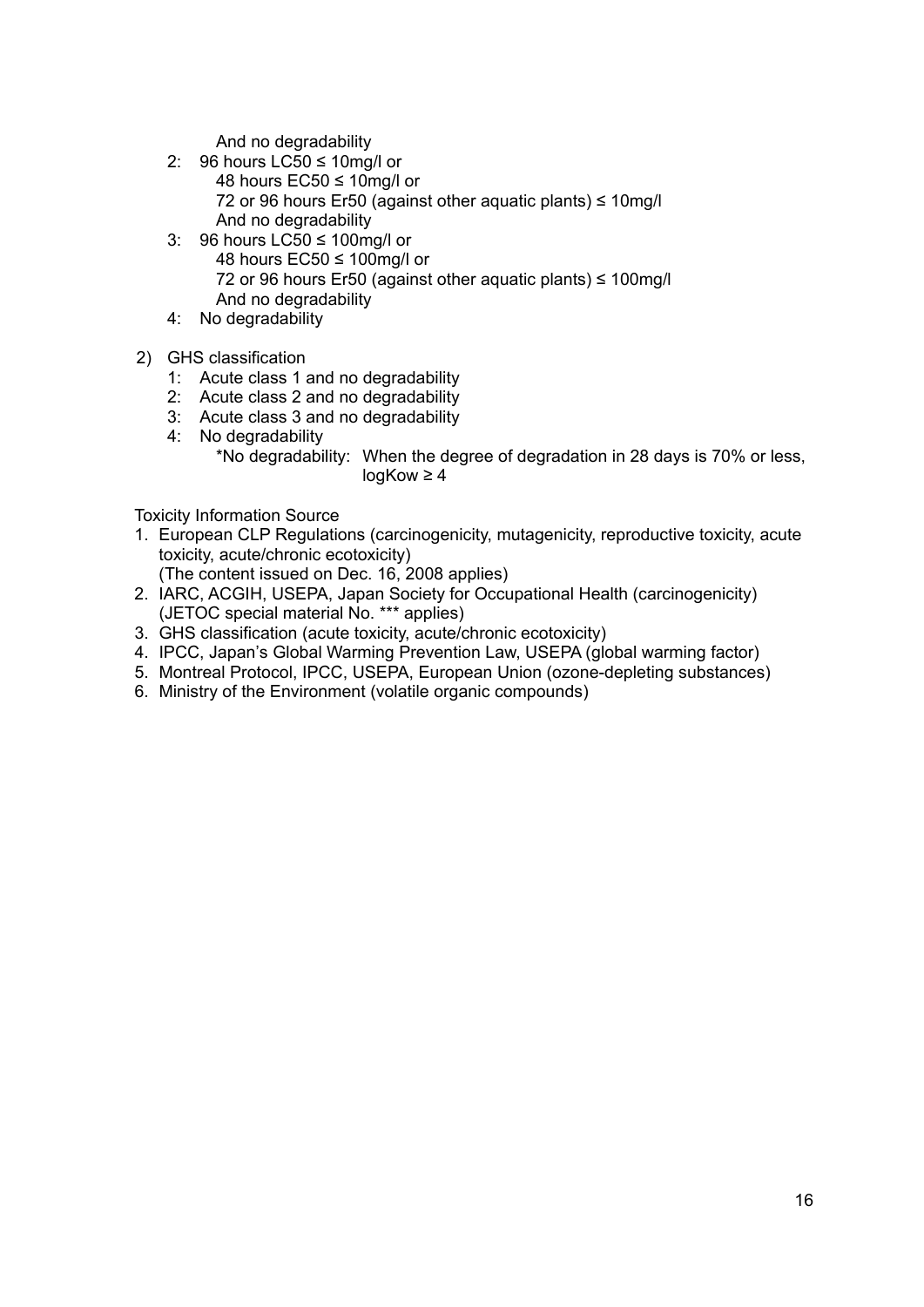And no degradability

2: 96 hours LC50 ≤ 10mg/l or
   48 hours EC50 ≤ 10mg/l or
   72 or 96 hours Er50 (against other aquatic plants) ≤ 10mg/l
   And no degradability
3: 96 hours LC50 ≤ 100mg/l or
   48 hours EC50 ≤ 100mg/l or
   72 or 96 hours Er50 (against other aquatic plants) ≤ 100mg/l
   And no degradability
4: No degradability

2) GHS classification
   1: Acute class 1 and no degradability
   2: Acute class 2 and no degradability
   3: Acute class 3 and no degradability
   4: No degradability
      *No degradability: When the degree of degradation in 28 days is 70% or less, logKow ≥ 4

Toxicity Information Source

1. European CLP Regulations (carcinogenicity, mutagenicity, reproductive toxicity, acute toxicity, acute/chronic ecotoxicity)
   (The content issued on Dec. 16, 2008 applies)
2. IARC, ACGIH, USEPA, Japan Society for Occupational Health (carcinogenicity)
   (JETOC special material No. *** applies)
3. GHS classification (acute toxicity, acute/chronic ecotoxicity)
4. IPCC, Japan's Global Warming Prevention Law, USEPA (global warming factor)
5. Montreal Protocol, IPCC, USEPA, European Union (ozone-depleting substances)
6. Ministry of the Environment (volatile organic compounds)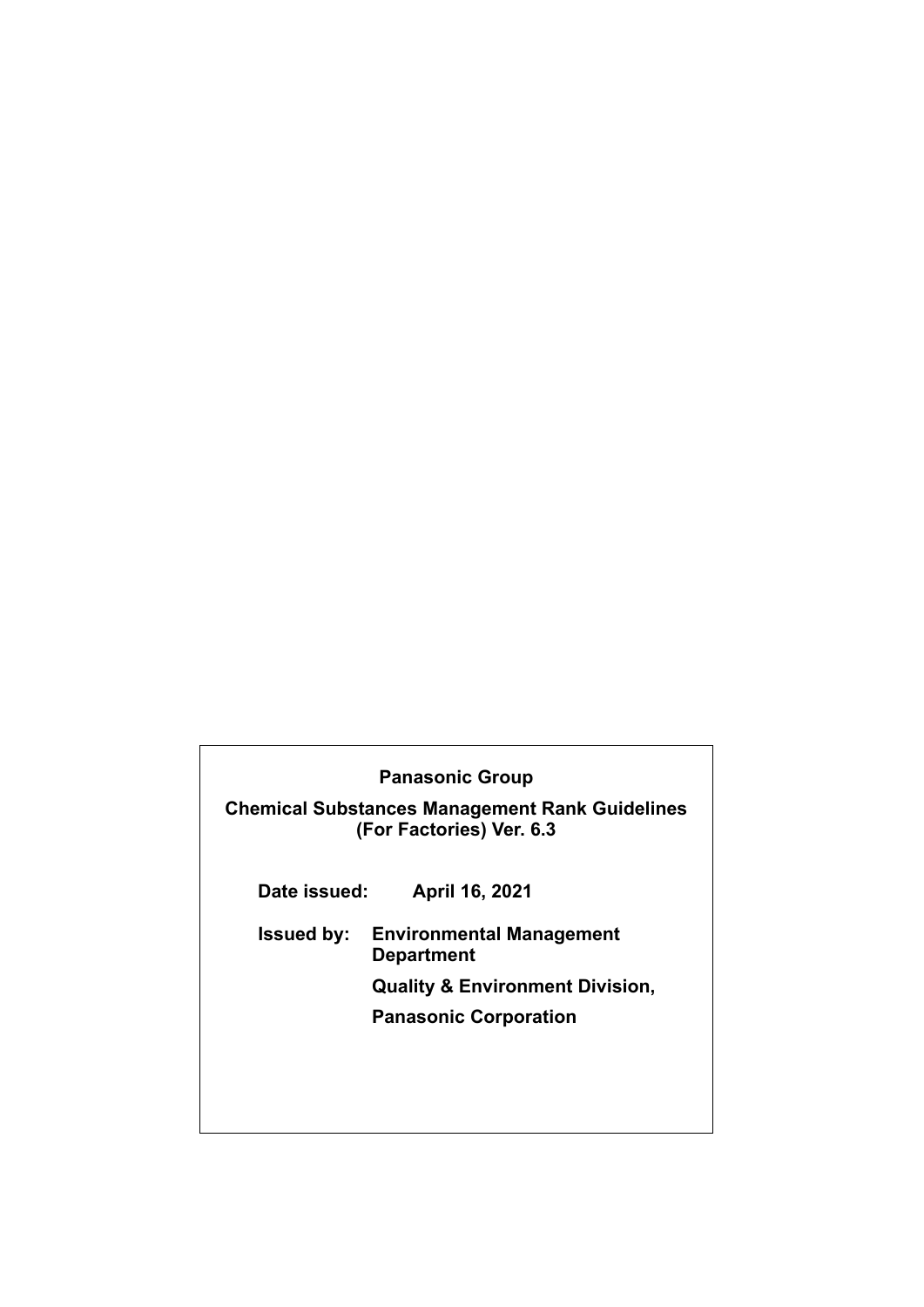**Panasonic Group**

**Chemical Substances Management Rank Guidelines (For Factories) Ver. 6.3**

**Date issued:** **April 16, 2021**

**Issued by:** **Environmental Management Department**

**Quality & Environment Division,**

**Panasonic Corporation**